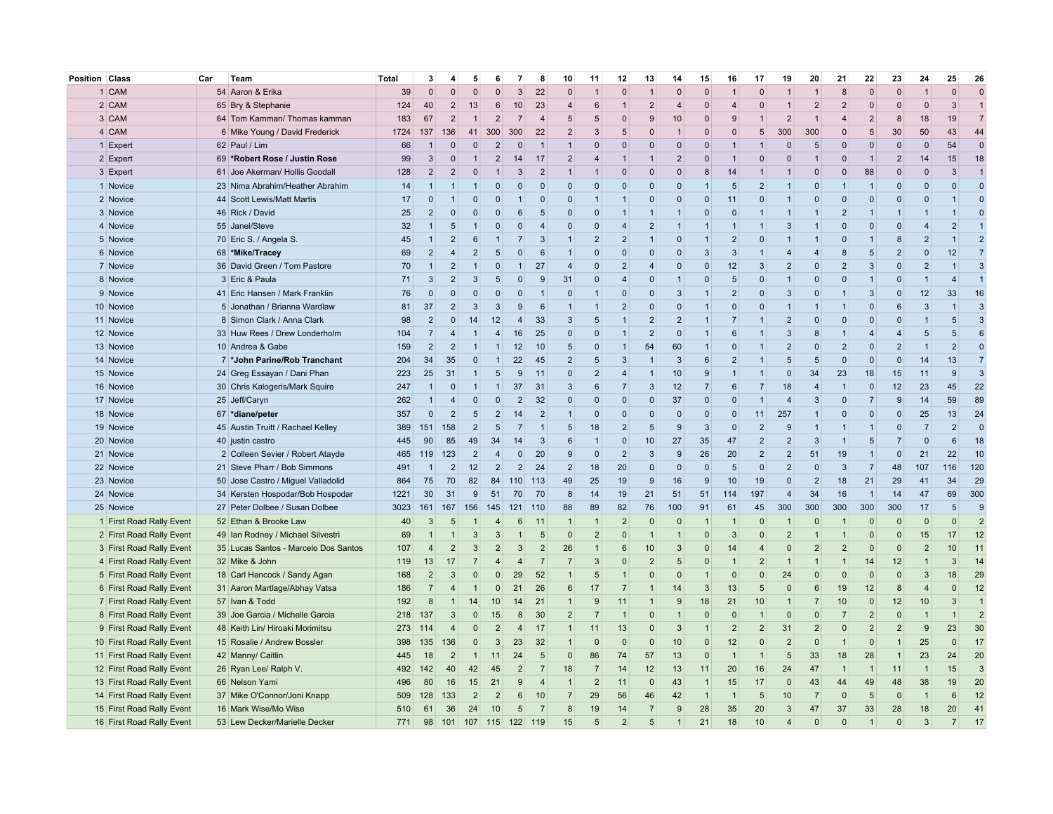| Position | Class | Car | Team | Total | 3 | 4 | 5 | 6 | 7 | 8 | 10 | 11 | 12 | 13 | 14 | 15 | 16 | 17 | 19 | 20 | 21 | 22 | 23 | 24 | 25 | 26 |
|---|---|---|---|---|---|---|---|---|---|---|---|---|---|---|---|---|---|---|---|---|---|---|---|---|---|---|
| 1 | CAM | 54 | Aaron & Erika | 39 | 0 | 0 | 0 | 0 | 3 | 22 | 0 | 1 | 0 | 1 | 0 | 0 | 1 | 0 | 1 | 1 | 8 | 0 | 0 | 1 | 0 | 0 |
| 2 | CAM | 65 | Bry & Stephanie | 124 | 40 | 2 | 13 | 6 | 10 | 23 | 4 | 6 | 1 | 2 | 4 | 0 | 4 | 0 | 1 | 2 | 2 | 0 | 0 | 0 | 3 | 1 |
| 3 | CAM | 64 | Tom Kamman/ Thomas kamman | 183 | 67 | 2 | 1 | 2 | 7 | 4 | 5 | 5 | 0 | 9 | 10 | 0 | 9 | 1 | 2 | 1 | 4 | 2 | 8 | 18 | 19 | 7 |
| 4 | CAM | 6 | Mike Young / David Frederick | 1724 | 137 | 136 | 41 | 300 | 300 | 22 | 2 | 3 | 5 | 0 | 1 | 0 | 0 | 5 | 300 | 300 | 0 | 5 | 30 | 50 | 43 | 44 |
| 1 | Expert | 62 | Paul / Lim | 66 | 1 | 0 | 0 | 2 | 0 | 1 | 1 | 0 | 0 | 0 | 0 | 0 | 1 | 1 | 0 | 5 | 0 | 0 | 0 | 0 | 54 | 0 |
| 2 | Expert | 69 | **\*Robert Rose / Justin Rose** | 99 | 3 | 0 | 1 | 2 | 14 | 17 | 2 | 4 | 1 | 1 | 2 | 0 | 1 | 0 | 0 | 1 | 0 | 1 | 2 | 14 | 15 | 18 |
| 3 | Expert | 61 | Joe Akerman/ Hollis Goodall | 128 | 2 | 2 | 0 | 1 | 3 | 2 | 1 | 1 | 0 | 0 | 0 | 8 | 14 | 1 | 1 | 0 | 0 | 88 | 0 | 0 | 3 | 1 |
| 1 | Novice | 23 | Nima Abrahim/Heather Abrahim | 14 | 1 | 1 | 1 | 0 | 0 | 0 | 0 | 0 | 0 | 0 | 0 | 1 | 5 | 2 | 1 | 0 | 1 | 1 | 0 | 0 | 0 | 0 |
| 2 | Novice | 44 | Scott Lewis/Matt Martis | 17 | 0 | 1 | 0 | 0 | 1 | 0 | 0 | 1 | 1 | 0 | 0 | 0 | 11 | 0 | 1 | 0 | 0 | 0 | 0 | 0 | 1 | 0 |
| 3 | Novice | 46 | Rick / David | 25 | 2 | 0 | 0 | 0 | 6 | 5 | 0 | 0 | 1 | 1 | 1 | 0 | 0 | 1 | 1 | 1 | 2 | 1 | 1 | 1 | 1 | 0 |
| 4 | Novice | 55 | Janel/Steve | 32 | 1 | 5 | 1 | 0 | 0 | 4 | 0 | 0 | 4 | 2 | 1 | 1 | 1 | 1 | 3 | 1 | 0 | 0 | 0 | 4 | 2 | 1 |
| 5 | Novice | 70 | Eric S. / Angela S. | 45 | 1 | 2 | 6 | 1 | 7 | 3 | 1 | 2 | 2 | 1 | 0 | 1 | 2 | 0 | 1 | 1 | 0 | 1 | 8 | 2 | 1 | 2 |
| 6 | Novice | 68 | **\*Mike/Tracey** | 69 | 2 | 4 | 2 | 5 | 0 | 6 | 1 | 0 | 0 | 0 | 0 | 3 | 3 | 1 | 4 | 4 | 8 | 5 | 2 | 0 | 12 | 7 |
| 7 | Novice | 36 | David Green / Tom Pastore | 70 | 1 | 2 | 1 | 0 | 1 | 27 | 4 | 0 | 2 | 4 | 0 | 0 | 12 | 3 | 2 | 0 | 2 | 3 | 0 | 2 | 1 | 3 |
| 8 | Novice | 3 | Eric & Paula | 71 | 3 | 2 | 3 | 5 | 0 | 9 | 31 | 0 | 4 | 0 | 1 | 0 | 5 | 0 | 1 | 0 | 0 | 1 | 0 | 1 | 4 | 1 |
| 9 | Novice | 41 | Eric Hansen / Mark Franklin | 76 | 0 | 0 | 0 | 0 | 0 | 1 | 0 | 1 | 0 | 0 | 3 | 1 | 2 | 0 | 3 | 0 | 1 | 3 | 0 | 12 | 33 | 16 |
| 10 | Novice | 5 | Jonathan / Brianna Wardlaw | 81 | 37 | 2 | 3 | 3 | 9 | 6 | 1 | 1 | 2 | 0 | 0 | 1 | 0 | 0 | 1 | 1 | 1 | 0 | 6 | 3 | 1 | 3 |
| 11 | Novice | 8 | Simon Clark / Anna Clark | 98 | 2 | 0 | 14 | 12 | 4 | 33 | 3 | 5 | 1 | 2 | 2 | 1 | 7 | 1 | 2 | 0 | 0 | 0 | 0 | 1 | 5 | 3 |
| 12 | Novice | 33 | Huw Rees / Drew Londerholm | 104 | 7 | 4 | 1 | 4 | 16 | 25 | 0 | 0 | 1 | 2 | 0 | 1 | 6 | 1 | 3 | 8 | 1 | 4 | 4 | 5 | 5 | 6 |
| 13 | Novice | 10 | Andrea & Gabe | 159 | 2 | 2 | 1 | 1 | 12 | 10 | 5 | 0 | 1 | 54 | 60 | 1 | 0 | 1 | 2 | 0 | 2 | 0 | 2 | 1 | 2 | 0 |
| 14 | Novice | 7 | **\*John Parine/Rob Tranchant** | 204 | 34 | 35 | 0 | 1 | 22 | 45 | 2 | 5 | 3 | 1 | 3 | 6 | 2 | 1 | 5 | 5 | 0 | 0 | 0 | 14 | 13 | 7 |
| 15 | Novice | 24 | Greg Essayan / Dani Phan | 223 | 25 | 31 | 1 | 5 | 9 | 11 | 0 | 2 | 4 | 1 | 10 | 9 | 1 | 1 | 0 | 34 | 23 | 18 | 15 | 11 | 9 | 3 |
| 16 | Novice | 30 | Chris Kalogeris/Mark Squire | 247 | 1 | 0 | 1 | 1 | 37 | 31 | 3 | 6 | 7 | 3 | 12 | 7 | 6 | 7 | 18 | 4 | 1 | 0 | 12 | 23 | 45 | 22 |
| 17 | Novice | 25 | Jeff/Caryn | 262 | 1 | 4 | 0 | 0 | 2 | 32 | 0 | 0 | 0 | 0 | 37 | 0 | 0 | 1 | 4 | 3 | 0 | 7 | 9 | 14 | 59 | 89 |
| 18 | Novice | 67 | **\*diane/peter** | 357 | 0 | 2 | 5 | 2 | 14 | 2 | 1 | 0 | 0 | 0 | 0 | 0 | 0 | 11 | 257 | 1 | 0 | 0 | 0 | 25 | 13 | 24 |
| 19 | Novice | 45 | Austin Truitt / Rachael Kelley | 389 | 151 | 158 | 2 | 5 | 7 | 1 | 5 | 18 | 2 | 5 | 9 | 3 | 0 | 2 | 9 | 1 | 1 | 1 | 0 | 7 | 2 | 0 |
| 20 | Novice | 40 | justin castro | 445 | 90 | 85 | 49 | 34 | 14 | 3 | 6 | 1 | 0 | 10 | 27 | 35 | 47 | 2 | 2 | 3 | 1 | 5 | 7 | 0 | 6 | 18 |
| 21 | Novice | 2 | Colleen Sevier / Robert Atayde | 465 | 119 | 123 | 2 | 4 | 0 | 20 | 9 | 0 | 2 | 3 | 9 | 26 | 20 | 2 | 2 | 51 | 19 | 1 | 0 | 21 | 22 | 10 |
| 22 | Novice | 21 | Steve Pharr / Bob Simmons | 491 | 1 | 2 | 12 | 2 | 2 | 24 | 2 | 18 | 20 | 0 | 0 | 0 | 5 | 0 | 2 | 0 | 3 | 7 | 48 | 107 | 116 | 120 |
| 23 | Novice | 50 | Jose Castro / Miguel Valladolid | 864 | 75 | 70 | 82 | 84 | 110 | 113 | 49 | 25 | 19 | 9 | 16 | 9 | 10 | 19 | 0 | 2 | 18 | 21 | 29 | 41 | 34 | 29 |
| 24 | Novice | 34 | Kersten Hospodar/Bob Hospodar | 1221 | 30 | 31 | 9 | 51 | 70 | 70 | 8 | 14 | 19 | 21 | 51 | 51 | 114 | 197 | 4 | 34 | 16 | 1 | 14 | 47 | 69 | 300 |
| 25 | Novice | 27 | Peter Dolbee / Susan Dolbee | 3023 | 161 | 167 | 156 | 145 | 121 | 110 | 88 | 89 | 82 | 76 | 100 | 91 | 61 | 45 | 300 | 300 | 300 | 300 | 300 | 17 | 5 | 9 |
| 1 | First Road Rally Event | 52 | Ethan & Brooke Law | 40 | 3 | 5 | 1 | 4 | 6 | 11 | 1 | 1 | 2 | 0 | 0 | 1 | 1 | 0 | 1 | 0 | 1 | 0 | 0 | 0 | 0 | 2 |
| 2 | First Road Rally Event | 49 | Ian Rodney / Michael Silvestri | 69 | 1 | 1 | 3 | 3 | 1 | 5 | 0 | 2 | 0 | 1 | 1 | 0 | 3 | 0 | 2 | 1 | 1 | 0 | 0 | 15 | 17 | 12 |
| 3 | First Road Rally Event | 35 | Lucas Santos - Marcelo Dos Santos | 107 | 4 | 2 | 3 | 2 | 3 | 2 | 26 | 1 | 6 | 10 | 3 | 0 | 14 | 4 | 0 | 2 | 2 | 0 | 0 | 2 | 10 | 11 |
| 4 | First Road Rally Event | 32 | Mike & John | 119 | 13 | 17 | 7 | 4 | 4 | 7 | 7 | 3 | 0 | 2 | 5 | 0 | 1 | 2 | 1 | 1 | 1 | 14 | 12 | 1 | 3 | 14 |
| 5 | First Road Rally Event | 18 | Carl Hancock / Sandy Agan | 168 | 2 | 3 | 0 | 0 | 29 | 52 | 1 | 5 | 1 | 0 | 0 | 1 | 0 | 0 | 24 | 0 | 0 | 0 | 0 | 3 | 18 | 29 |
| 6 | First Road Rally Event | 31 | Aaron Martlage/Abhay Vatsa | 186 | 7 | 4 | 1 | 0 | 21 | 26 | 6 | 17 | 7 | 1 | 14 | 3 | 13 | 5 | 0 | 6 | 19 | 12 | 8 | 4 | 0 | 12 |
| 7 | First Road Rally Event | 57 | Ivan & Todd | 192 | 8 | 1 | 14 | 10 | 14 | 21 | 1 | 9 | 11 | 1 | 9 | 18 | 21 | 10 | 1 | 7 | 10 | 0 | 12 | 10 | 3 | 1 |
| 8 | First Road Rally Event | 39 | Joe Garcia / Michelle Garcia | 218 | 137 | 3 | 0 | 15 | 8 | 30 | 2 | 7 | 1 | 0 | 1 | 0 | 0 | 1 | 0 | 0 | 7 | 2 | 0 | 1 | 1 | 2 |
| 9 | First Road Rally Event | 48 | Keith Lin/ Hiroaki Morimitsu | 273 | 114 | 4 | 0 | 2 | 4 | 17 | 1 | 11 | 13 | 0 | 3 | 1 | 2 | 2 | 31 | 2 | 0 | 2 | 2 | 9 | 23 | 30 |
| 10 | First Road Rally Event | 15 | Rosalie / Andrew Bossler | 398 | 135 | 136 | 0 | 3 | 23 | 32 | 1 | 0 | 0 | 0 | 10 | 0 | 12 | 0 | 2 | 0 | 1 | 0 | 1 | 25 | 0 | 17 |
| 11 | First Road Rally Event | 42 | Manny/ Caitlin | 445 | 18 | 2 | 1 | 11 | 24 | 5 | 0 | 86 | 74 | 57 | 13 | 0 | 1 | 1 | 5 | 33 | 18 | 28 | 1 | 23 | 24 | 20 |
| 12 | First Road Rally Event | 26 | Ryan Lee/ Ralph V. | 492 | 142 | 40 | 42 | 45 | 2 | 7 | 18 | 7 | 14 | 12 | 13 | 11 | 20 | 16 | 24 | 47 | 1 | 1 | 11 | 1 | 15 | 3 |
| 13 | First Road Rally Event | 66 | Nelson Yami | 496 | 80 | 16 | 15 | 21 | 9 | 4 | 1 | 2 | 11 | 0 | 43 | 1 | 15 | 17 | 0 | 43 | 44 | 49 | 48 | 38 | 19 | 20 |
| 14 | First Road Rally Event | 37 | Mike O'Connor/Joni Knapp | 509 | 128 | 133 | 2 | 2 | 6 | 10 | 7 | 29 | 56 | 46 | 42 | 1 | 1 | 5 | 10 | 7 | 0 | 5 | 0 | 1 | 6 | 12 |
| 15 | First Road Rally Event | 16 | Mark Wise/Mo Wise | 510 | 61 | 36 | 24 | 10 | 5 | 7 | 8 | 19 | 14 | 7 | 9 | 28 | 35 | 20 | 3 | 47 | 37 | 33 | 28 | 18 | 20 | 41 |
| 16 | First Road Rally Event | 53 | Lew Decker/Marielle Decker | 771 | 98 | 101 | 107 | 115 | 122 | 119 | 15 | 5 | 2 | 5 | 1 | 21 | 18 | 10 | 4 | 0 | 0 | 1 | 0 | 3 | 7 | 17 |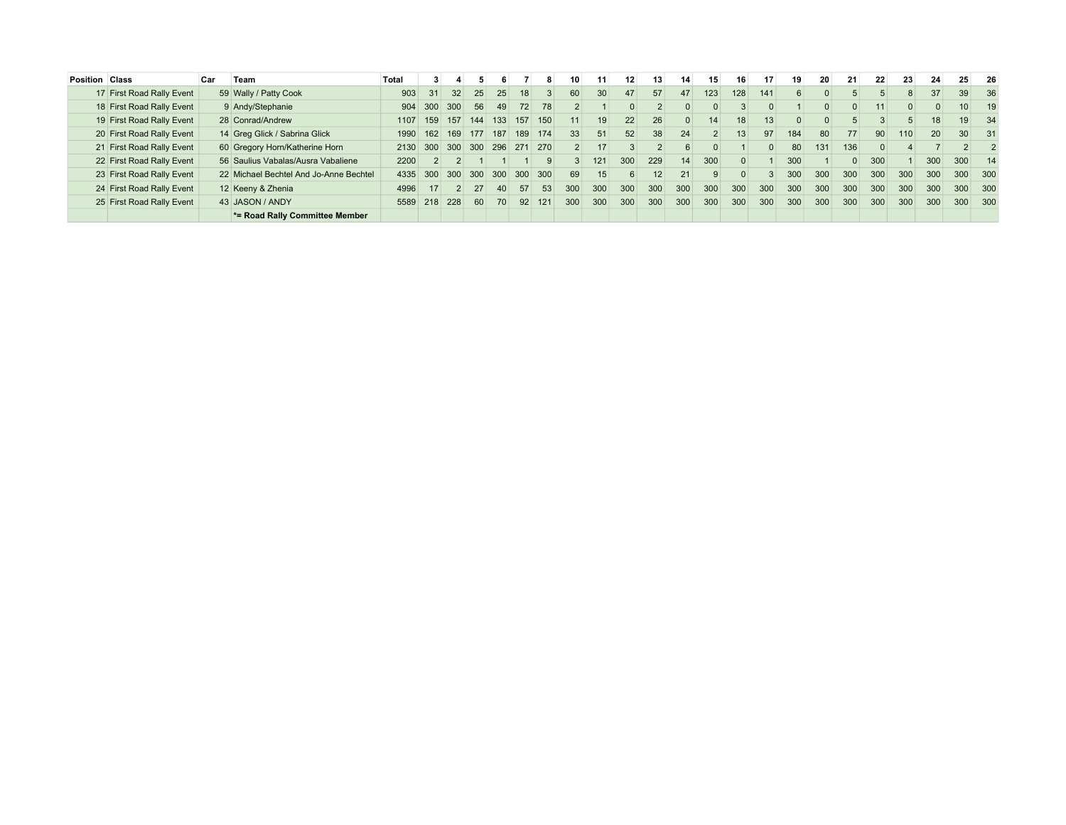| Position | Class | Car | Team | Total | 3 | 4 | 5 | 6 | 7 | 8 | 10 | 11 | 12 | 13 | 14 | 15 | 16 | 17 | 19 | 20 | 21 | 22 | 23 | 24 | 25 | 26 |
|---|---|---|---|---|---|---|---|---|---|---|---|---|---|---|---|---|---|---|---|---|---|---|---|---|---|---|
| 17 | First Road Rally Event | 59 | Wally / Patty Cook | 903 | 31 | 32 | 25 | 25 | 18 | 3 | 60 | 30 | 47 | 57 | 47 | 123 | 128 | 141 | 6 | 0 | 5 | 5 | 8 | 37 | 39 | 36 |
| 18 | First Road Rally Event | 9 | Andy/Stephanie | 904 | 300 | 300 | 56 | 49 | 72 | 78 | 2 | 1 | 0 | 2 | 0 | 0 | 3 | 0 | 1 | 0 | 0 | 11 | 0 | 0 | 10 | 19 |
| 19 | First Road Rally Event | 28 | Conrad/Andrew | 1107 | 159 | 157 | 144 | 133 | 157 | 150 | 11 | 19 | 22 | 26 | 0 | 14 | 18 | 13 | 0 | 0 | 5 | 3 | 5 | 18 | 19 | 34 |
| 20 | First Road Rally Event | 14 | Greg Glick / Sabrina Glick | 1990 | 162 | 169 | 177 | 187 | 189 | 174 | 33 | 51 | 52 | 38 | 24 | 2 | 13 | 97 | 184 | 80 | 77 | 90 | 110 | 20 | 30 | 31 |
| 21 | First Road Rally Event | 60 | Gregory Horn/Katherine Horn | 2130 | 300 | 300 | 300 | 296 | 271 | 270 | 2 | 17 | 3 | 2 | 6 | 0 | 1 | 0 | 80 | 131 | 136 | 0 | 4 | 7 | 2 | 2 |
| 22 | First Road Rally Event | 56 | Saulius Vabalas/Ausra Vabaliene | 2200 | 2 | 2 | 1 | 1 | 1 | 9 | 3 | 121 | 300 | 229 | 14 | 300 | 0 | 1 | 300 | 1 | 0 | 300 | 1 | 300 | 300 | 14 |
| 23 | First Road Rally Event | 22 | Michael Bechtel And Jo-Anne Bechtel | 4335 | 300 | 300 | 300 | 300 | 300 | 300 | 69 | 15 | 6 | 12 | 21 | 9 | 0 | 3 | 300 | 300 | 300 | 300 | 300 | 300 | 300 | 300 |
| 24 | First Road Rally Event | 12 | Keeny & Zhenia | 4996 | 17 | 2 | 27 | 40 | 57 | 53 | 300 | 300 | 300 | 300 | 300 | 300 | 300 | 300 | 300 | 300 | 300 | 300 | 300 | 300 | 300 | 300 |
| 25 | First Road Rally Event | 43 | JASON / ANDY | 5589 | 218 | 228 | 60 | 70 | 92 | 121 | 300 | 300 | 300 | 300 | 300 | 300 | 300 | 300 | 300 | 300 | 300 | 300 | 300 | 300 | 300 | 300 |
| | | | **\*= Road Rally Committee Member** | | | | | | | | | | | | | | | | | | | | | | | |